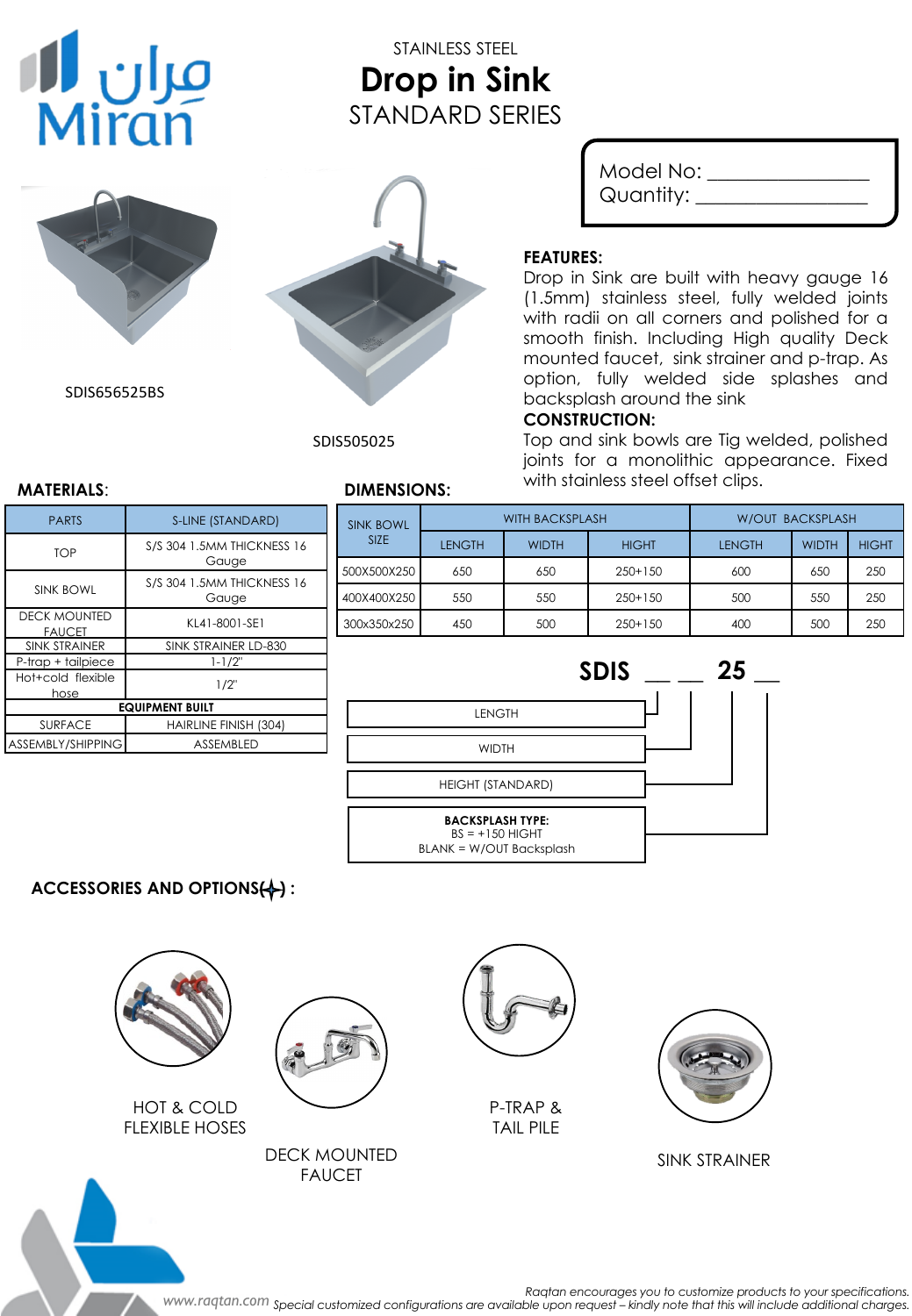مران
Miran

STAINLESS STEEL

# Drop in Sink

STANDARD SERIES

Model No: _______________
Quantity: _______________

SDIS656525BS

SDIS505025

**FEATURES:**
Drop in Sink are built with heavy gauge 16 (1.5mm) stainless steel, fully welded joints with radii on all corners and polished for a smooth finish. Including High quality Deck mounted faucet, sink strainer and p-trap. As option, fully welded side splashes and backsplash around the sink

**CONSTRUCTION:**
Top and sink bowls are Tig welded, polished joints for a monolithic appearance. Fixed with stainless steel offset clips.

**MATERIALS**:

| PARTS | S-LINE (STANDARD) |
|---|---|
| TOP | S/S 304 1.5MM THICKNESS 16 Gauge |
| SINK BOWL | S/S 304 1.5MM THICKNESS 16 Gauge |
| DECK MOUNTED FAUCET | KL41-8001-SE1 |
| SINK STRAINER | SINK STRAINER LD-830 |
| P-trap + tailpiece | 1-1/2" |
| Hot+cold flexible hose | 1/2" |
| **EQUIPMENT BUILT** | |
| SURFACE | HAIRLINE FINISH (304) |
| ASSEMBLY/SHIPPING | ASSEMBLED |

**DIMENSIONS:**

| SINK BOWL SIZE | WITH BACKSPLASH | | | W/OUT BACKSPLASH | | |
|---|---|---|---|---|---|---|
| | LENGTH | WIDTH | HIGHT | LENGTH | WIDTH | HIGHT |
| 500X500X250 | 650 | 650 | 250+150 | 600 | 650 | 250 |
| 400X400X250 | 550 | 550 | 250+150 | 500 | 550 | 250 |
| 300x350x250 | 450 | 500 | 250+150 | 400 | 500 | 250 |

**SDIS __ __ 25 __**

- LENGTH
- WIDTH
- HEIGHT (STANDARD)
- **BACKSPLASH TYPE:**
  BS = +150 HIGHT
  BLANK = W/OUT Backsplash

**ACCESSORIES AND OPTIONS(+) :**

HOT & COLD FLEXIBLE HOSES

DECK MOUNTED FAUCET

P-TRAP & TAIL PILE

SINK STRAINER

www.raqtan.com

*Raqtan encourages you to customize products to your specifications.*
*Special customized configurations are available upon request – kindly note that this will include additional charges.*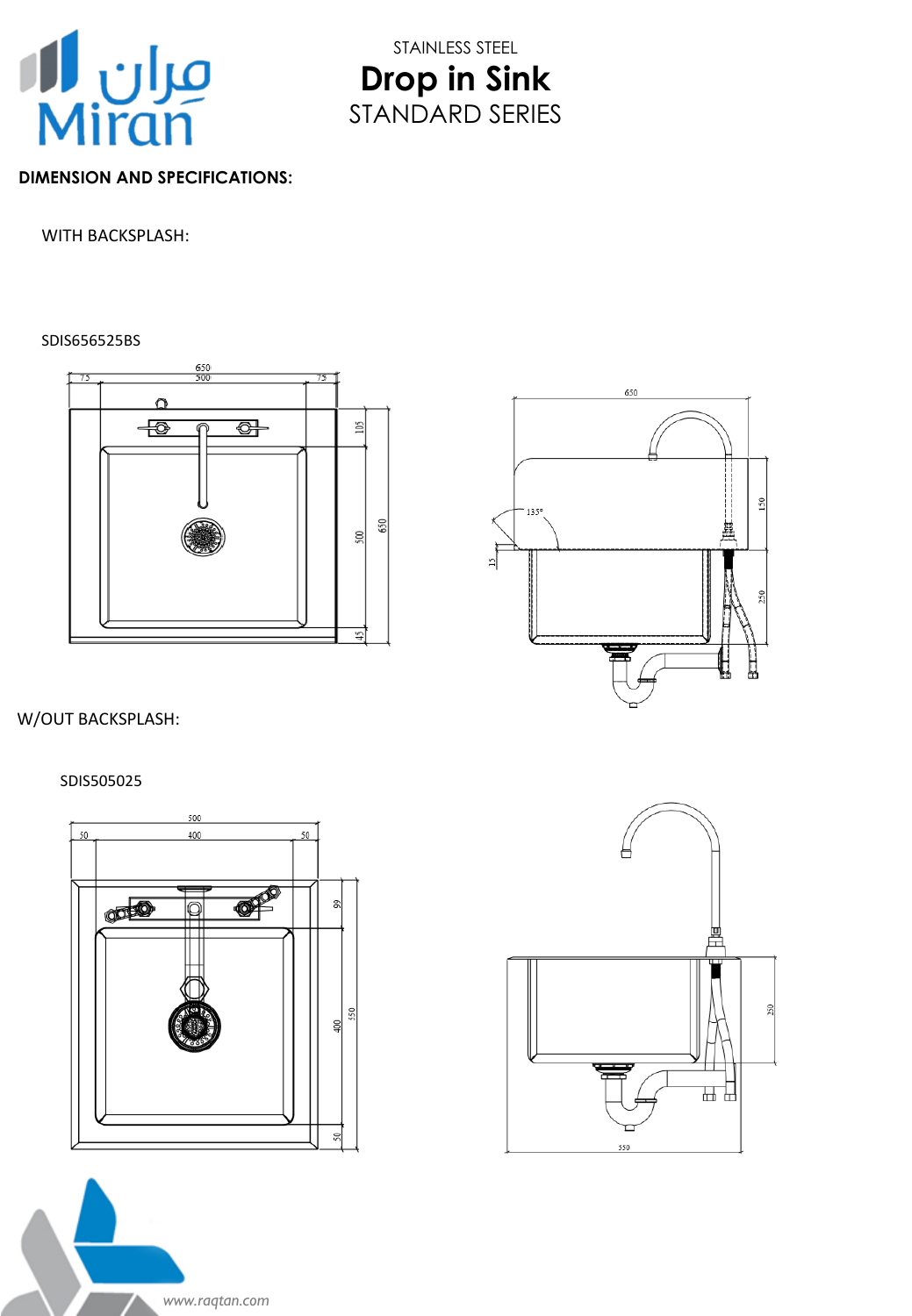STAINLESS STEEL

# Drop in Sink

STANDARD SERIES

**DIMENSION AND SPECIFICATIONS:**

WITH BACKSPLASH:

SDIS656525BS

650
500
75
75
105
500
650
45

650
135°
15
150
250

W/OUT BACKSPLASH:

SDIS505025

500
400
50
50
99
400
550
50

250
550